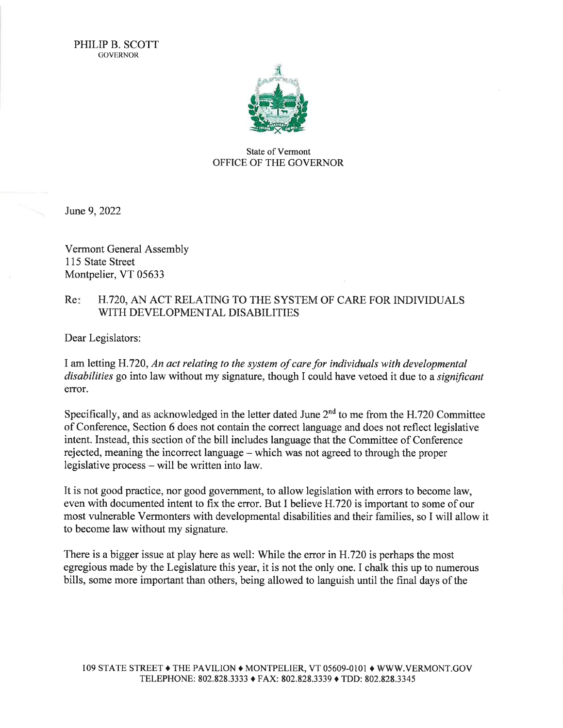PHILIP B. SCOTT
GOVERNOR

State of Vermont
OFFICE OF THE GOVERNOR

June 9, 2022

Vermont General Assembly
115 State Street
Montpelier, VT 05633

Re: H.720, AN ACT RELATING TO THE SYSTEM OF CARE FOR INDIVIDUALS WITH DEVELOPMENTAL DISABILITIES

Dear Legislators:

I am letting H.720, *An act relating to the system of care for individuals with developmental disabilities* go into law without my signature, though I could have vetoed it due to a *significant* error.

Specifically, and as acknowledged in the letter dated June 2nd to me from the H.720 Committee of Conference, Section 6 does not contain the correct language and does not reflect legislative intent. Instead, this section of the bill includes language that the Committee of Conference rejected, meaning the incorrect language – which was not agreed to through the proper legislative process – will be written into law.

It is not good practice, nor good government, to allow legislation with errors to become law, even with documented intent to fix the error. But I believe H.720 is important to some of our most vulnerable Vermonters with developmental disabilities and their families, so I will allow it to become law without my signature.

There is a bigger issue at play here as well: While the error in H.720 is perhaps the most egregious made by the Legislature this year, it is not the only one. I chalk this up to numerous bills, some more important than others, being allowed to languish until the final days of the

109 STATE STREET ♦ THE PAVILION ♦ MONTPELIER, VT 05609-0101 ♦ WWW.VERMONT.GOV
TELEPHONE: 802.828.3333 ♦ FAX: 802.828.3339 ♦ TDD: 802.828.3345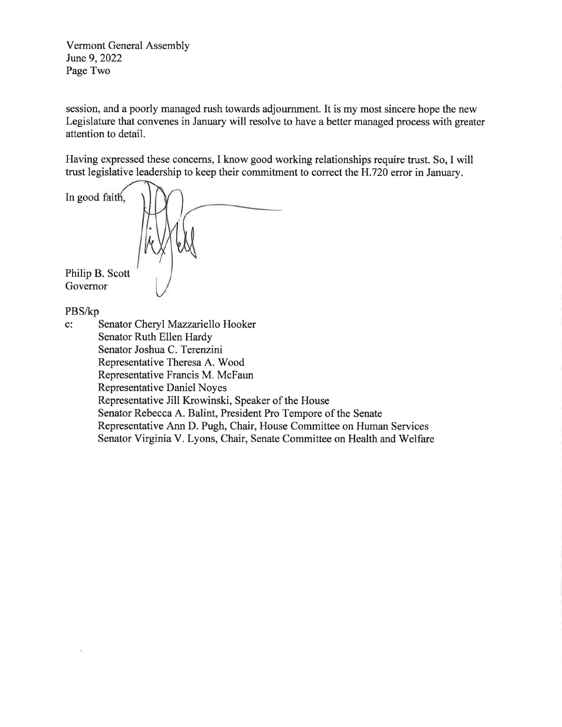session, and a poorly managed rush towards adjournment. It is my most sincere hope the new Legislature that convenes in January will resolve to have a better managed process with greater attention to detail.

Having expressed these concerns, I know good working relationships require trust. So, I will trust legislative leadership to keep their commitment to correct the H.720 error in January.

In good faith,

Philip B. Scott
Governor

PBS/kp

c: Senator Cheryl Mazzariello Hooker
Senator Ruth Ellen Hardy
Senator Joshua C. Terenzini
Representative Theresa A. Wood
Representative Francis M. McFaun
Representative Daniel Noyes
Representative Jill Krowinski, Speaker of the House
Senator Rebecca A. Balint, President Pro Tempore of the Senate
Representative Ann D. Pugh, Chair, House Committee on Human Services
Senator Virginia V. Lyons, Chair, Senate Committee on Health and Welfare